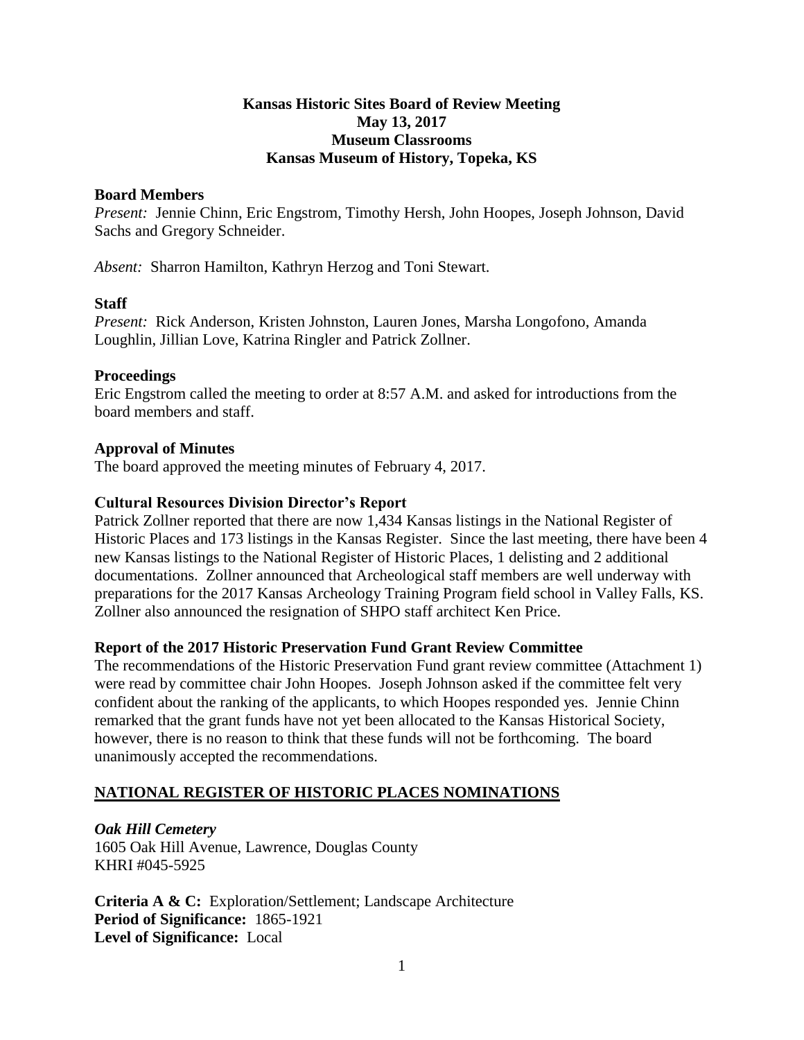# Kansas Historic Sites Board of Review Meeting
## May 13, 2017
## Museum Classrooms
## Kansas Museum of History, Topeka, KS

### Board Members

*Present:* Jennie Chinn, Eric Engstrom, Timothy Hersh, John Hoopes, Joseph Johnson, David Sachs and Gregory Schneider.

*Absent:* Sharron Hamilton, Kathryn Herzog and Toni Stewart.

### Staff

*Present:* Rick Anderson, Kristen Johnston, Lauren Jones, Marsha Longofono, Amanda Loughlin, Jillian Love, Katrina Ringler and Patrick Zollner.

### Proceedings

Eric Engstrom called the meeting to order at 8:57 A.M. and asked for introductions from the board members and staff.

### Approval of Minutes

The board approved the meeting minutes of February 4, 2017.

### Cultural Resources Division Director's Report

Patrick Zollner reported that there are now 1,434 Kansas listings in the National Register of Historic Places and 173 listings in the Kansas Register. Since the last meeting, there have been 4 new Kansas listings to the National Register of Historic Places, 1 delisting and 2 additional documentations. Zollner announced that Archeological staff members are well underway with preparations for the 2017 Kansas Archeology Training Program field school in Valley Falls, KS. Zollner also announced the resignation of SHPO staff architect Ken Price.

### Report of the 2017 Historic Preservation Fund Grant Review Committee

The recommendations of the Historic Preservation Fund grant review committee (Attachment 1) were read by committee chair John Hoopes. Joseph Johnson asked if the committee felt very confident about the ranking of the applicants, to which Hoopes responded yes. Jennie Chinn remarked that the grant funds have not yet been allocated to the Kansas Historical Society, however, there is no reason to think that these funds will not be forthcoming. The board unanimously accepted the recommendations.

## NATIONAL REGISTER OF HISTORIC PLACES NOMINATIONS

***Oak Hill Cemetery***
1605 Oak Hill Avenue, Lawrence, Douglas County
KHRI #045-5925

**Criteria A & C:** Exploration/Settlement; Landscape Architecture
**Period of Significance:** 1865-1921
**Level of Significance:** Local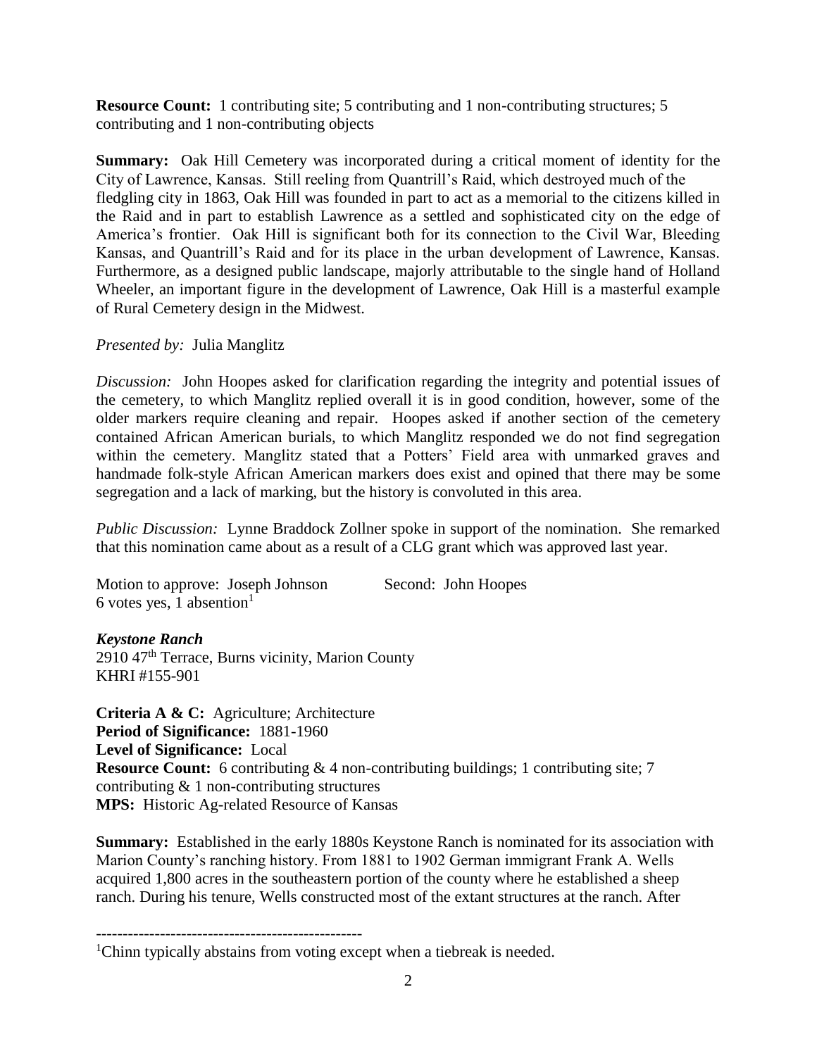**Resource Count:** 1 contributing site; 5 contributing and 1 non-contributing structures; 5 contributing and 1 non-contributing objects

**Summary:** Oak Hill Cemetery was incorporated during a critical moment of identity for the City of Lawrence, Kansas. Still reeling from Quantrill's Raid, which destroyed much of the fledgling city in 1863, Oak Hill was founded in part to act as a memorial to the citizens killed in the Raid and in part to establish Lawrence as a settled and sophisticated city on the edge of America's frontier. Oak Hill is significant both for its connection to the Civil War, Bleeding Kansas, and Quantrill's Raid and for its place in the urban development of Lawrence, Kansas. Furthermore, as a designed public landscape, majorly attributable to the single hand of Holland Wheeler, an important figure in the development of Lawrence, Oak Hill is a masterful example of Rural Cemetery design in the Midwest.

*Presented by:* Julia Manglitz

*Discussion:* John Hoopes asked for clarification regarding the integrity and potential issues of the cemetery, to which Manglitz replied overall it is in good condition, however, some of the older markers require cleaning and repair. Hoopes asked if another section of the cemetery contained African American burials, to which Manglitz responded we do not find segregation within the cemetery. Manglitz stated that a Potters' Field area with unmarked graves and handmade folk-style African American markers does exist and opined that there may be some segregation and a lack of marking, but the history is convoluted in this area.

*Public Discussion:* Lynne Braddock Zollner spoke in support of the nomination. She remarked that this nomination came about as a result of a CLG grant which was approved last year.

Motion to approve: Joseph Johnson Second: John Hoopes
6 votes yes, 1 absention[1]

***Keystone Ranch***
2910 47th Terrace, Burns vicinity, Marion County
KHRI #155-901

**Criteria A & C:** Agriculture; Architecture
**Period of Significance:** 1881-1960
**Level of Significance:** Local
**Resource Count:** 6 contributing & 4 non-contributing buildings; 1 contributing site; 7 contributing & 1 non-contributing structures
**MPS:** Historic Ag-related Resource of Kansas

**Summary:** Established in the early 1880s Keystone Ranch is nominated for its association with Marion County's ranching history. From 1881 to 1902 German immigrant Frank A. Wells acquired 1,800 acres in the southeastern portion of the county where he established a sheep ranch. During his tenure, Wells constructed most of the extant structures at the ranch. After

---

[1] Chinn typically abstains from voting except when a tiebreak is needed.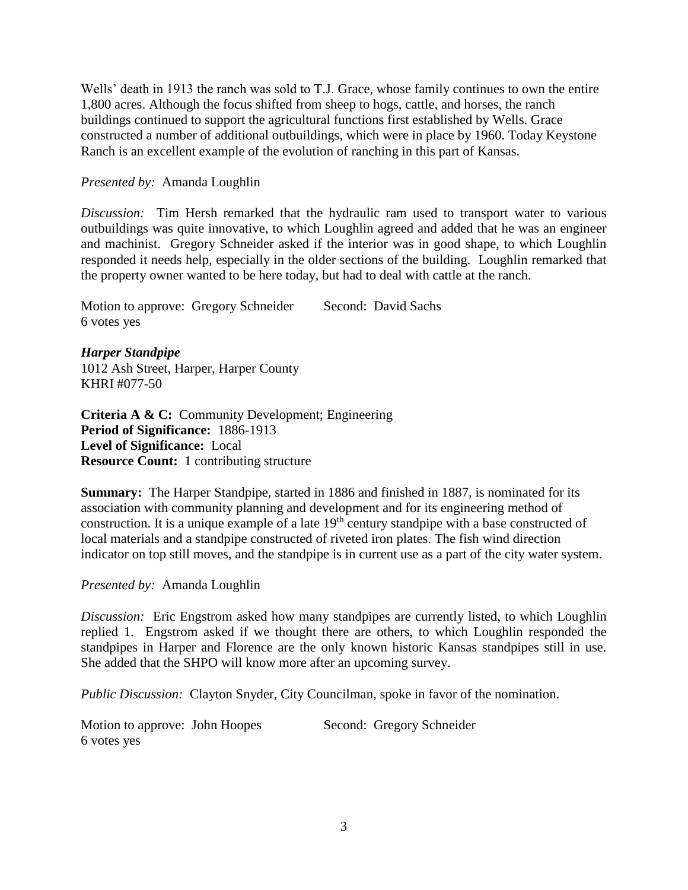Wells' death in 1913 the ranch was sold to T.J. Grace, whose family continues to own the entire 1,800 acres. Although the focus shifted from sheep to hogs, cattle, and horses, the ranch buildings continued to support the agricultural functions first established by Wells. Grace constructed a number of additional outbuildings, which were in place by 1960. Today Keystone Ranch is an excellent example of the evolution of ranching in this part of Kansas.

*Presented by:* Amanda Loughlin

*Discussion:* Tim Hersh remarked that the hydraulic ram used to transport water to various outbuildings was quite innovative, to which Loughlin agreed and added that he was an engineer and machinist. Gregory Schneider asked if the interior was in good shape, to which Loughlin responded it needs help, especially in the older sections of the building. Loughlin remarked that the property owner wanted to be here today, but had to deal with cattle at the ranch.

Motion to approve: Gregory Schneider     Second: David Sachs
6 votes yes

***Harper Standpipe***
1012 Ash Street, Harper, Harper County
KHRI #077-50

**Criteria A & C:** Community Development; Engineering
**Period of Significance:** 1886-1913
**Level of Significance:** Local
**Resource Count:** 1 contributing structure

**Summary:** The Harper Standpipe, started in 1886 and finished in 1887, is nominated for its association with community planning and development and for its engineering method of construction. It is a unique example of a late 19th century standpipe with a base constructed of local materials and a standpipe constructed of riveted iron plates. The fish wind direction indicator on top still moves, and the standpipe is in current use as a part of the city water system.

*Presented by:* Amanda Loughlin

*Discussion:* Eric Engstrom asked how many standpipes are currently listed, to which Loughlin replied 1. Engstrom asked if we thought there are others, to which Loughlin responded the standpipes in Harper and Florence are the only known historic Kansas standpipes still in use. She added that the SHPO will know more after an upcoming survey.

*Public Discussion:* Clayton Snyder, City Councilman, spoke in favor of the nomination.

Motion to approve: John Hoopes     Second: Gregory Schneider
6 votes yes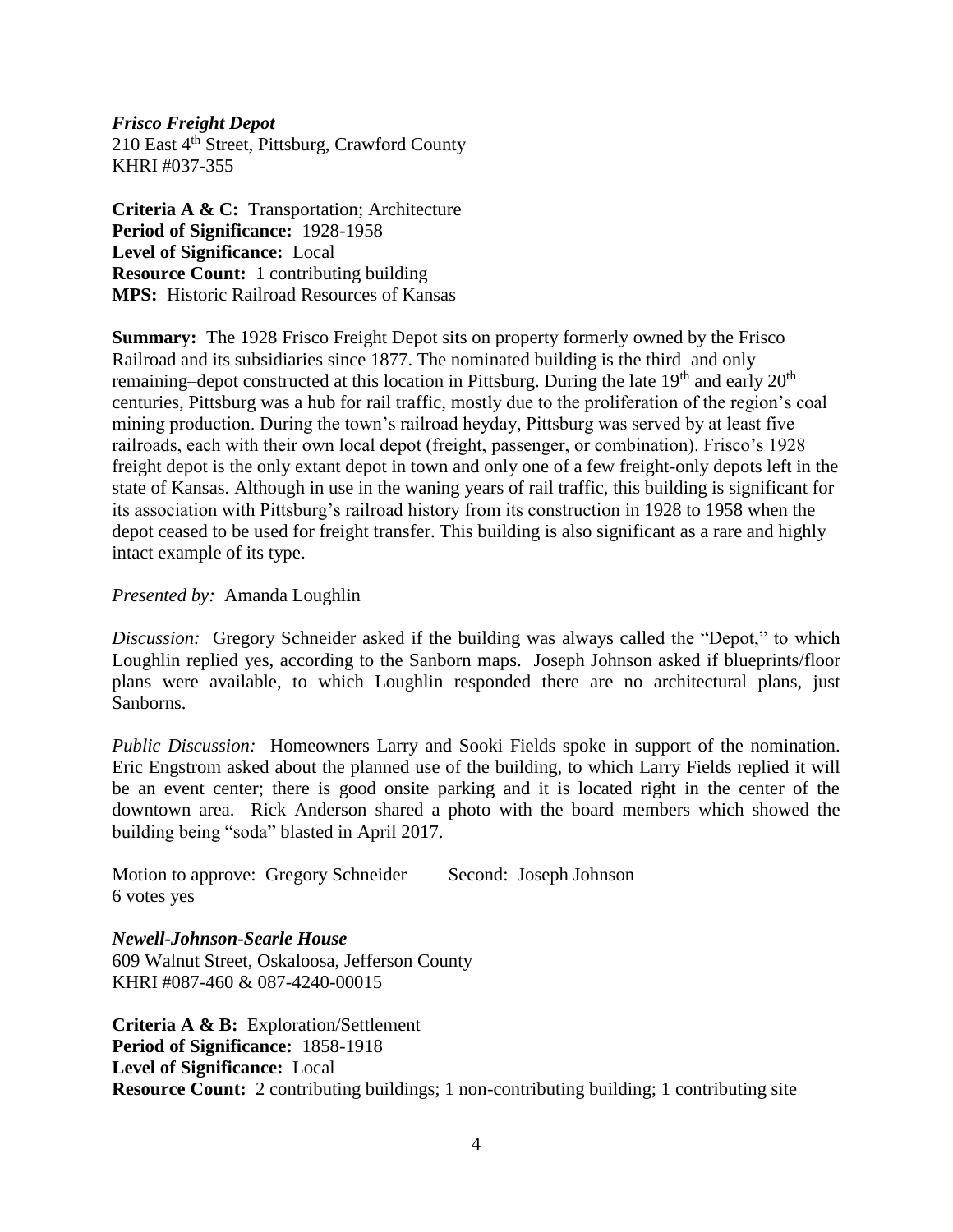***Frisco Freight Depot***
210 East 4th Street, Pittsburg, Crawford County
KHRI #037-355

**Criteria A & C:** Transportation; Architecture
**Period of Significance:** 1928-1958
**Level of Significance:** Local
**Resource Count:** 1 contributing building
**MPS:** Historic Railroad Resources of Kansas

**Summary:** The 1928 Frisco Freight Depot sits on property formerly owned by the Frisco Railroad and its subsidiaries since 1877. The nominated building is the third–and only remaining–depot constructed at this location in Pittsburg. During the late 19th and early 20th centuries, Pittsburg was a hub for rail traffic, mostly due to the proliferation of the region's coal mining production. During the town's railroad heyday, Pittsburg was served by at least five railroads, each with their own local depot (freight, passenger, or combination). Frisco's 1928 freight depot is the only extant depot in town and only one of a few freight-only depots left in the state of Kansas. Although in use in the waning years of rail traffic, this building is significant for its association with Pittsburg's railroad history from its construction in 1928 to 1958 when the depot ceased to be used for freight transfer. This building is also significant as a rare and highly intact example of its type.

*Presented by:* Amanda Loughlin

*Discussion:* Gregory Schneider asked if the building was always called the "Depot," to which Loughlin replied yes, according to the Sanborn maps. Joseph Johnson asked if blueprints/floor plans were available, to which Loughlin responded there are no architectural plans, just Sanborns.

*Public Discussion:* Homeowners Larry and Sooki Fields spoke in support of the nomination. Eric Engstrom asked about the planned use of the building, to which Larry Fields replied it will be an event center; there is good onsite parking and it is located right in the center of the downtown area. Rick Anderson shared a photo with the board members which showed the building being "soda" blasted in April 2017.

Motion to approve: Gregory Schneider Second: Joseph Johnson
6 votes yes

***Newell-Johnson-Searle House***
609 Walnut Street, Oskaloosa, Jefferson County
KHRI #087-460 & 087-4240-00015

**Criteria A & B:** Exploration/Settlement
**Period of Significance:** 1858-1918
**Level of Significance:** Local
**Resource Count:** 2 contributing buildings; 1 non-contributing building; 1 contributing site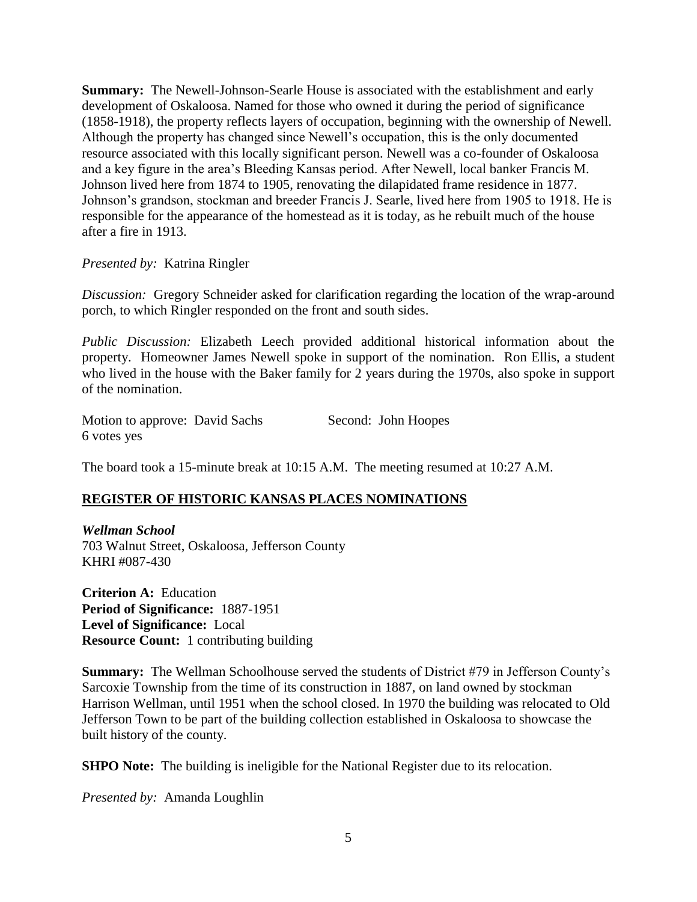**Summary:** The Newell-Johnson-Searle House is associated with the establishment and early development of Oskaloosa. Named for those who owned it during the period of significance (1858-1918), the property reflects layers of occupation, beginning with the ownership of Newell. Although the property has changed since Newell's occupation, this is the only documented resource associated with this locally significant person. Newell was a co-founder of Oskaloosa and a key figure in the area's Bleeding Kansas period. After Newell, local banker Francis M. Johnson lived here from 1874 to 1905, renovating the dilapidated frame residence in 1877. Johnson's grandson, stockman and breeder Francis J. Searle, lived here from 1905 to 1918. He is responsible for the appearance of the homestead as it is today, as he rebuilt much of the house after a fire in 1913.

*Presented by:* Katrina Ringler

*Discussion:* Gregory Schneider asked for clarification regarding the location of the wrap-around porch, to which Ringler responded on the front and south sides.

*Public Discussion:* Elizabeth Leech provided additional historical information about the property. Homeowner James Newell spoke in support of the nomination. Ron Ellis, a student who lived in the house with the Baker family for 2 years during the 1970s, also spoke in support of the nomination.

Motion to approve: David Sachs Second: John Hoopes
6 votes yes

The board took a 15-minute break at 10:15 A.M. The meeting resumed at 10:27 A.M.

## REGISTER OF HISTORIC KANSAS PLACES NOMINATIONS

***Wellman School***
703 Walnut Street, Oskaloosa, Jefferson County
KHRI #087-430

**Criterion A:** Education
**Period of Significance:** 1887-1951
**Level of Significance:** Local
**Resource Count:** 1 contributing building

**Summary:** The Wellman Schoolhouse served the students of District #79 in Jefferson County's Sarcoxie Township from the time of its construction in 1887, on land owned by stockman Harrison Wellman, until 1951 when the school closed. In 1970 the building was relocated to Old Jefferson Town to be part of the building collection established in Oskaloosa to showcase the built history of the county.

**SHPO Note:** The building is ineligible for the National Register due to its relocation.

*Presented by:* Amanda Loughlin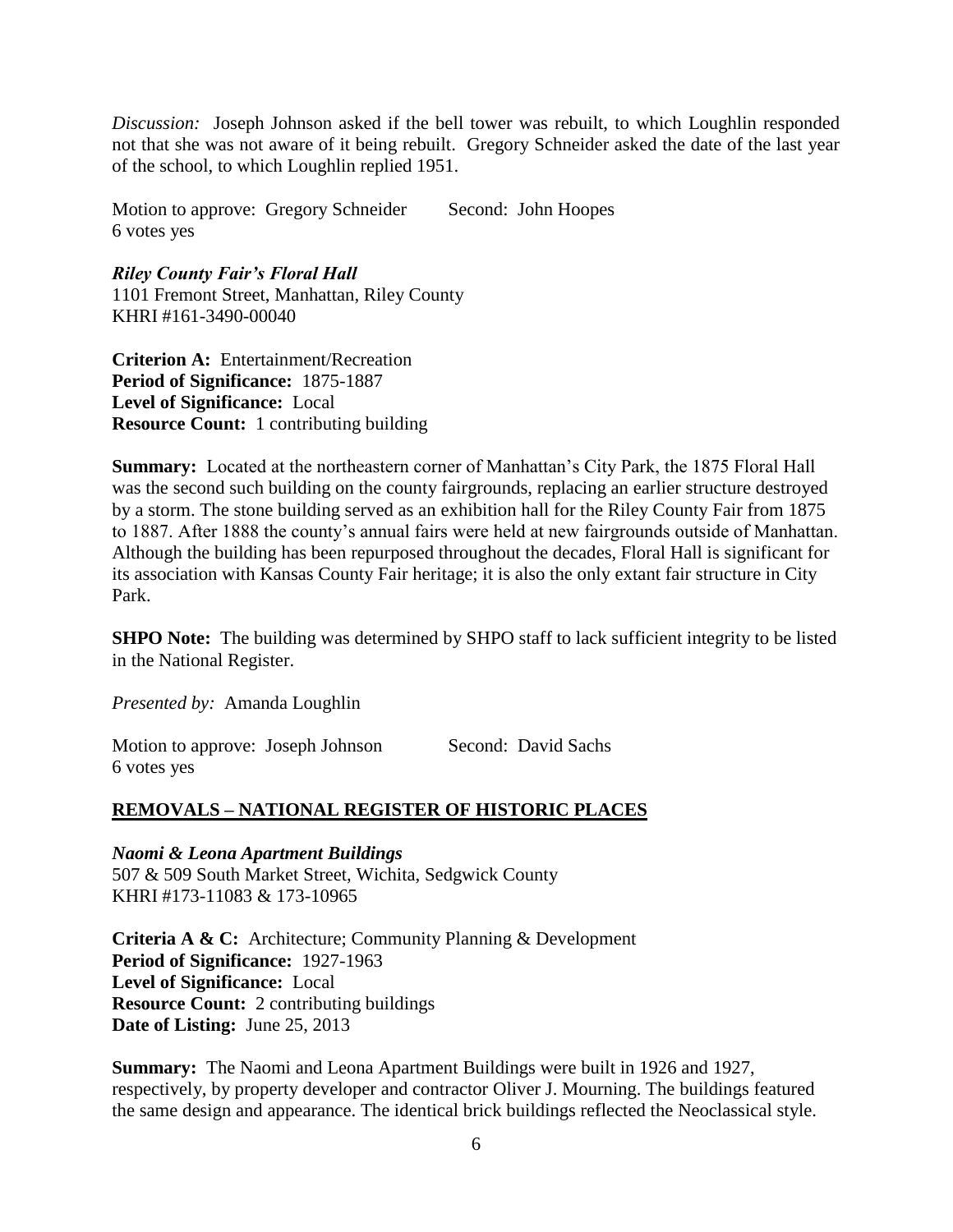*Discussion:* Joseph Johnson asked if the bell tower was rebuilt, to which Loughlin responded not that she was not aware of it being rebuilt. Gregory Schneider asked the date of the last year of the school, to which Loughlin replied 1951.

Motion to approve: Gregory Schneider Second: John Hoopes
6 votes yes

***Riley County Fair's Floral Hall***
1101 Fremont Street, Manhattan, Riley County
KHRI #161-3490-00040

**Criterion A:** Entertainment/Recreation
**Period of Significance:** 1875-1887
**Level of Significance:** Local
**Resource Count:** 1 contributing building

**Summary:** Located at the northeastern corner of Manhattan's City Park, the 1875 Floral Hall was the second such building on the county fairgrounds, replacing an earlier structure destroyed by a storm. The stone building served as an exhibition hall for the Riley County Fair from 1875 to 1887. After 1888 the county's annual fairs were held at new fairgrounds outside of Manhattan. Although the building has been repurposed throughout the decades, Floral Hall is significant for its association with Kansas County Fair heritage; it is also the only extant fair structure in City Park.

**SHPO Note:** The building was determined by SHPO staff to lack sufficient integrity to be listed in the National Register.

*Presented by:* Amanda Loughlin

Motion to approve: Joseph Johnson Second: David Sachs
6 votes yes

## REMOVALS – NATIONAL REGISTER OF HISTORIC PLACES

***Naomi & Leona Apartment Buildings***
507 & 509 South Market Street, Wichita, Sedgwick County
KHRI #173-11083 & 173-10965

**Criteria A & C:** Architecture; Community Planning & Development
**Period of Significance:** 1927-1963
**Level of Significance:** Local
**Resource Count:** 2 contributing buildings
**Date of Listing:** June 25, 2013

**Summary:** The Naomi and Leona Apartment Buildings were built in 1926 and 1927, respectively, by property developer and contractor Oliver J. Mourning. The buildings featured the same design and appearance. The identical brick buildings reflected the Neoclassical style.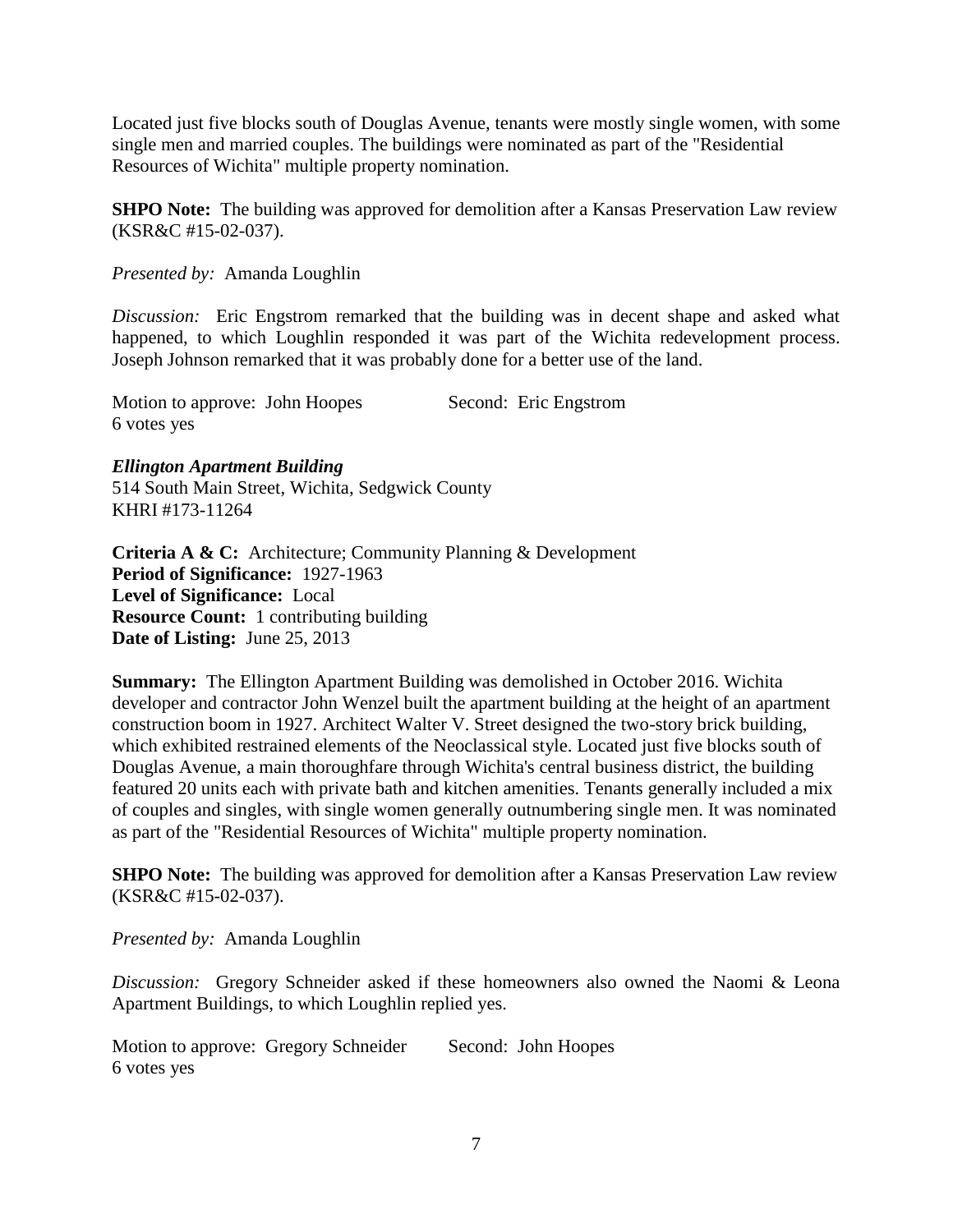Located just five blocks south of Douglas Avenue, tenants were mostly single women, with some single men and married couples. The buildings were nominated as part of the "Residential Resources of Wichita" multiple property nomination.

**SHPO Note:** The building was approved for demolition after a Kansas Preservation Law review (KSR&C #15-02-037).

*Presented by:* Amanda Loughlin

*Discussion:* Eric Engstrom remarked that the building was in decent shape and asked what happened, to which Loughlin responded it was part of the Wichita redevelopment process. Joseph Johnson remarked that it was probably done for a better use of the land.

Motion to approve: John Hoopes Second: Eric Engstrom
6 votes yes

***Ellington Apartment Building***
514 South Main Street, Wichita, Sedgwick County
KHRI #173-11264

**Criteria A & C:** Architecture; Community Planning & Development
**Period of Significance:** 1927-1963
**Level of Significance:** Local
**Resource Count:** 1 contributing building
**Date of Listing:** June 25, 2013

**Summary:** The Ellington Apartment Building was demolished in October 2016. Wichita developer and contractor John Wenzel built the apartment building at the height of an apartment construction boom in 1927. Architect Walter V. Street designed the two-story brick building, which exhibited restrained elements of the Neoclassical style. Located just five blocks south of Douglas Avenue, a main thoroughfare through Wichita's central business district, the building featured 20 units each with private bath and kitchen amenities. Tenants generally included a mix of couples and singles, with single women generally outnumbering single men. It was nominated as part of the "Residential Resources of Wichita" multiple property nomination.

**SHPO Note:** The building was approved for demolition after a Kansas Preservation Law review (KSR&C #15-02-037).

*Presented by:* Amanda Loughlin

*Discussion:* Gregory Schneider asked if these homeowners also owned the Naomi & Leona Apartment Buildings, to which Loughlin replied yes.

Motion to approve: Gregory Schneider Second: John Hoopes
6 votes yes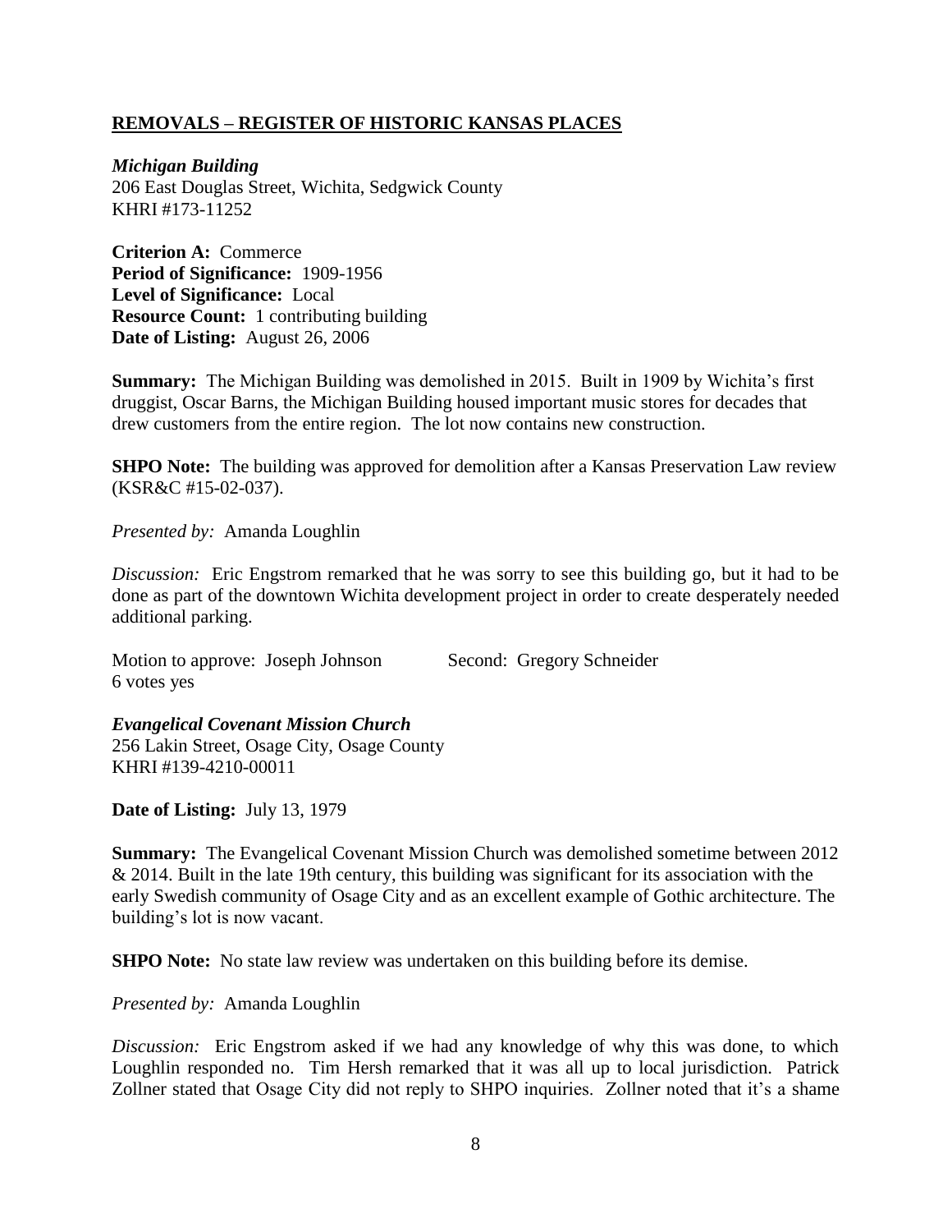## REMOVALS – REGISTER OF HISTORIC KANSAS PLACES

***Michigan Building***
206 East Douglas Street, Wichita, Sedgwick County
KHRI #173-11252

**Criterion A:** Commerce
**Period of Significance:** 1909-1956
**Level of Significance:** Local
**Resource Count:** 1 contributing building
**Date of Listing:** August 26, 2006

**Summary:** The Michigan Building was demolished in 2015. Built in 1909 by Wichita's first druggist, Oscar Barns, the Michigan Building housed important music stores for decades that drew customers from the entire region. The lot now contains new construction.

**SHPO Note:** The building was approved for demolition after a Kansas Preservation Law review (KSR&C #15-02-037).

*Presented by:* Amanda Loughlin

*Discussion:* Eric Engstrom remarked that he was sorry to see this building go, but it had to be done as part of the downtown Wichita development project in order to create desperately needed additional parking.

Motion to approve: Joseph Johnson Second: Gregory Schneider
6 votes yes

***Evangelical Covenant Mission Church***
256 Lakin Street, Osage City, Osage County
KHRI #139-4210-00011

**Date of Listing:** July 13, 1979

**Summary:** The Evangelical Covenant Mission Church was demolished sometime between 2012 & 2014. Built in the late 19th century, this building was significant for its association with the early Swedish community of Osage City and as an excellent example of Gothic architecture. The building's lot is now vacant.

**SHPO Note:** No state law review was undertaken on this building before its demise.

*Presented by:* Amanda Loughlin

*Discussion:* Eric Engstrom asked if we had any knowledge of why this was done, to which Loughlin responded no. Tim Hersh remarked that it was all up to local jurisdiction. Patrick Zollner stated that Osage City did not reply to SHPO inquiries. Zollner noted that it's a shame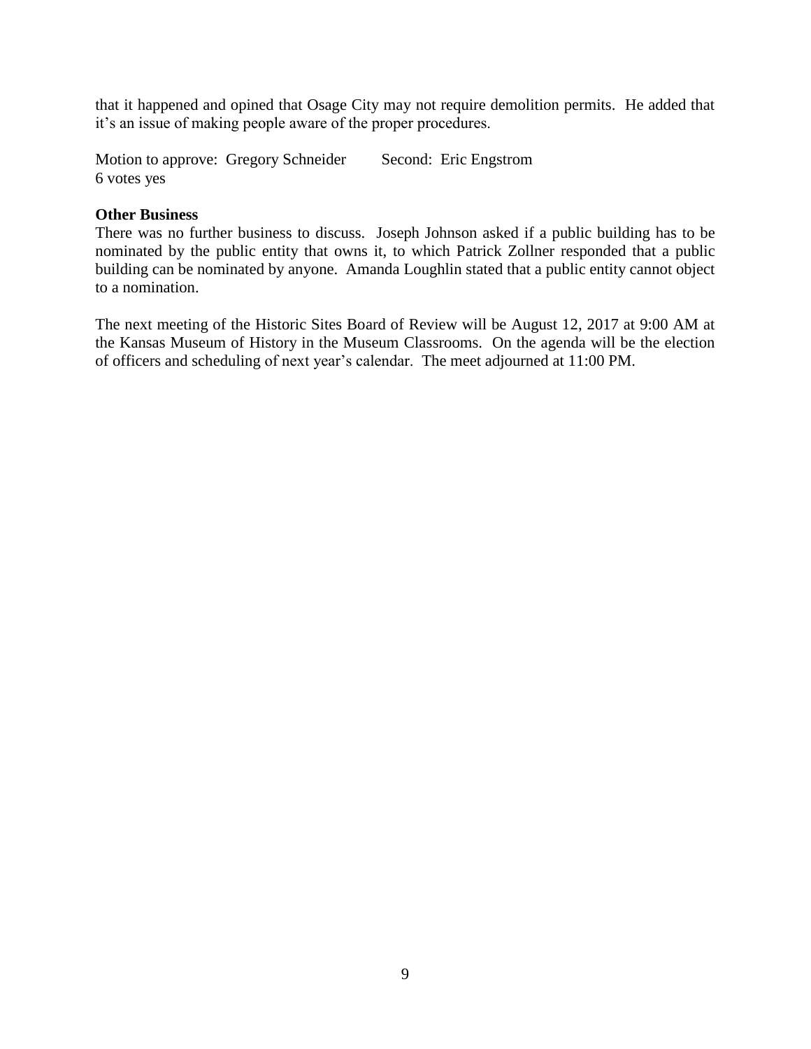that it happened and opined that Osage City may not require demolition permits. He added that it's an issue of making people aware of the proper procedures.

Motion to approve: Gregory Schneider    Second: Eric Engstrom
6 votes yes

**Other Business**

There was no further business to discuss. Joseph Johnson asked if a public building has to be nominated by the public entity that owns it, to which Patrick Zollner responded that a public building can be nominated by anyone. Amanda Loughlin stated that a public entity cannot object to a nomination.

The next meeting of the Historic Sites Board of Review will be August 12, 2017 at 9:00 AM at the Kansas Museum of History in the Museum Classrooms. On the agenda will be the election of officers and scheduling of next year's calendar. The meet adjourned at 11:00 PM.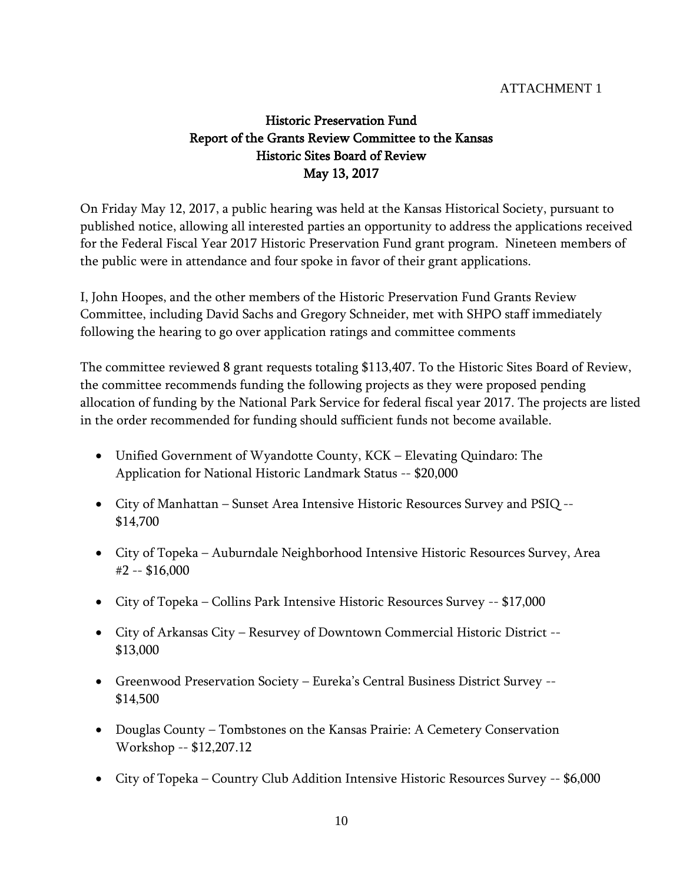ATTACHMENT 1

# Historic Preservation Fund
# Report of the Grants Review Committee to the Kansas Historic Sites Board of Review
# May 13, 2017

On Friday May 12, 2017, a public hearing was held at the Kansas Historical Society, pursuant to published notice, allowing all interested parties an opportunity to address the applications received for the Federal Fiscal Year 2017 Historic Preservation Fund grant program. Nineteen members of the public were in attendance and four spoke in favor of their grant applications.

I, John Hoopes, and the other members of the Historic Preservation Fund Grants Review Committee, including David Sachs and Gregory Schneider, met with SHPO staff immediately following the hearing to go over application ratings and committee comments

The committee reviewed 8 grant requests totaling $113,407. To the Historic Sites Board of Review, the committee recommends funding the following projects as they were proposed pending allocation of funding by the National Park Service for federal fiscal year 2017. The projects are listed in the order recommended for funding should sufficient funds not become available.

- Unified Government of Wyandotte County, KCK – Elevating Quindaro: The Application for National Historic Landmark Status -- $20,000
- City of Manhattan – Sunset Area Intensive Historic Resources Survey and PSIQ -- $14,700
- City of Topeka – Auburndale Neighborhood Intensive Historic Resources Survey, Area #2 -- $16,000
- City of Topeka – Collins Park Intensive Historic Resources Survey -- $17,000
- City of Arkansas City – Resurvey of Downtown Commercial Historic District -- $13,000
- Greenwood Preservation Society – Eureka's Central Business District Survey -- $14,500
- Douglas County – Tombstones on the Kansas Prairie: A Cemetery Conservation Workshop -- $12,207.12
- City of Topeka – Country Club Addition Intensive Historic Resources Survey -- $6,000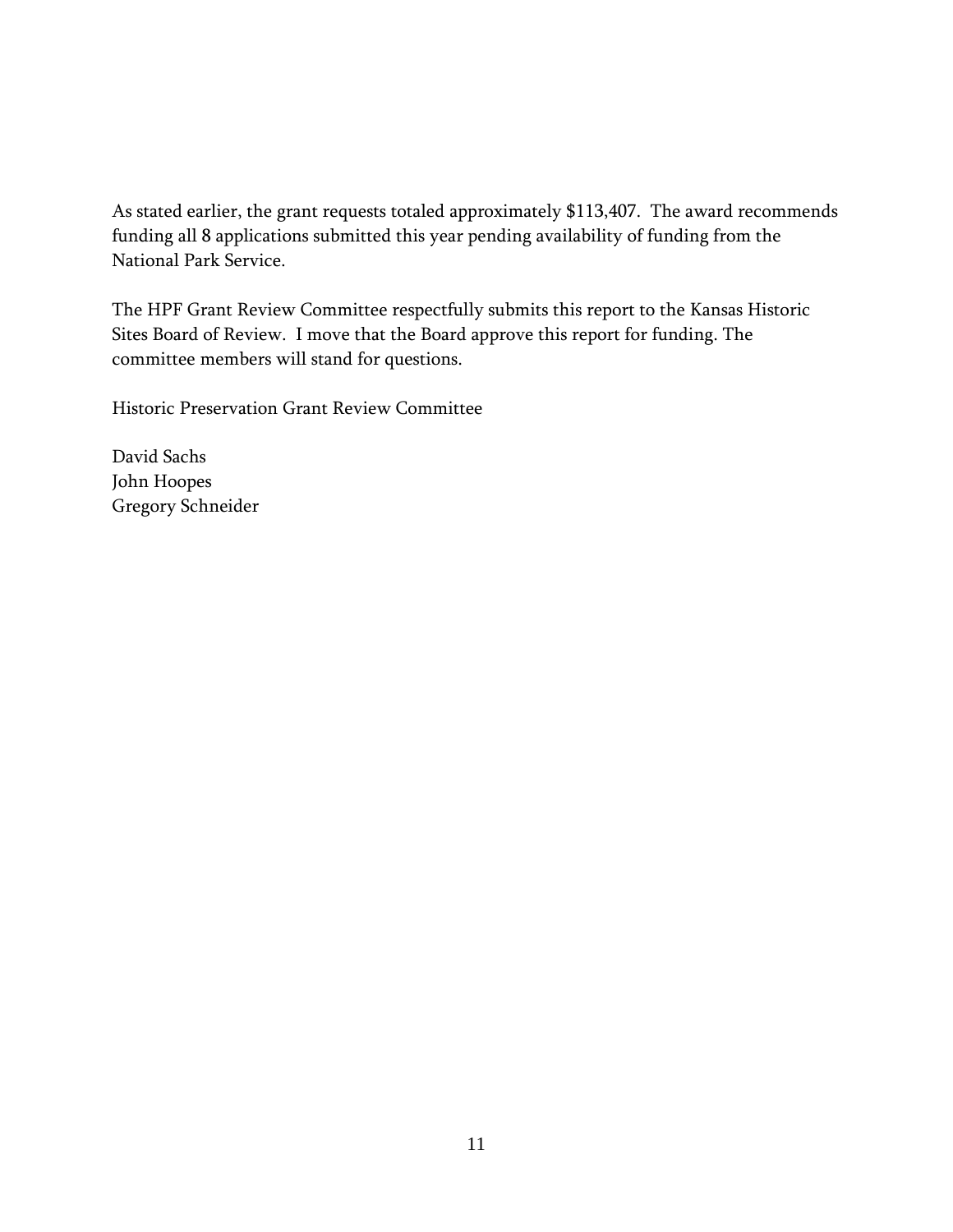As stated earlier, the grant requests totaled approximately $113,407. The award recommends funding all 8 applications submitted this year pending availability of funding from the National Park Service.

The HPF Grant Review Committee respectfully submits this report to the Kansas Historic Sites Board of Review. I move that the Board approve this report for funding. The committee members will stand for questions.

Historic Preservation Grant Review Committee

David Sachs  
John Hoopes  
Gregory Schneider